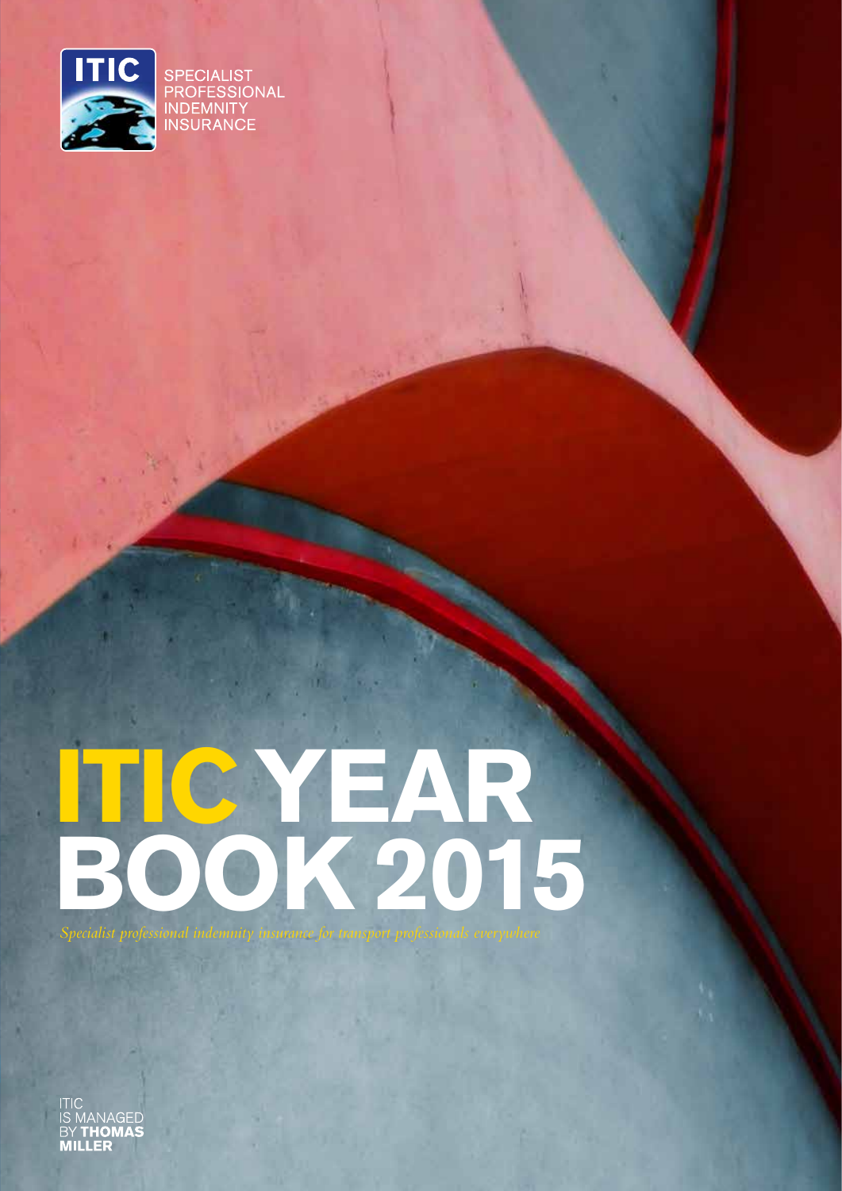ITIC

SPECIALIST PROFESSIONAL INDEMNITY INSURANCE

# ITIC YEAR BOOK 2015

*Specialist professional indemnity insurance for transport professionals everywhere*

ITIC IS MANAGED BY **THOMAS MILLER**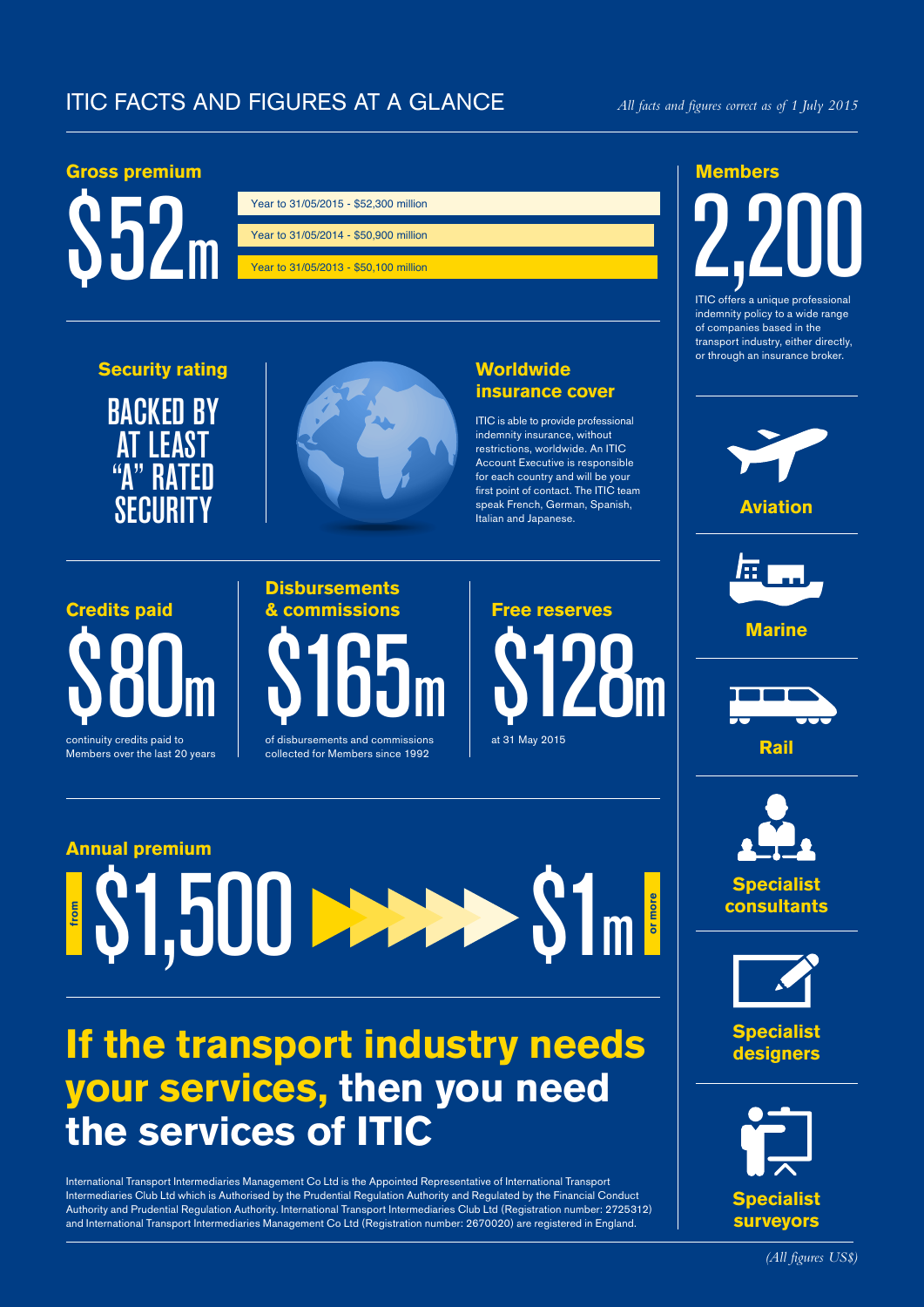# ITIC FACTS AND FIGURES AT A GLANCE

*All facts and figures correct as of 1 July 2015*

## Gross premium

$52m

- Year to 31/05/2015 - $52,300 million
- Year to 31/05/2014 - $50,900 million
- Year to 31/05/2013 - $50,100 million

## Members

2,200

ITIC offers a unique professional indemnity policy to a wide range of companies based in the transport industry, either directly, or through an insurance broker.

## Security rating

BACKED BY AT LEAST "A" RATED SECURITY

## Worldwide insurance cover

ITIC is able to provide professional indemnity insurance, without restrictions, worldwide. An ITIC Account Executive is responsible for each country and will be your first point of contact. The ITIC team speak French, German, Spanish, Italian and Japanese.

## Credits paid

$80m

continuity credits paid to Members over the last 20 years

## Disbursements & commissions

$165m

of disbursements and commissions collected for Members since 1992

## Free reserves

$128m

at 31 May 2015

## Annual premium

from $1,500 → $1m or more

- Aviation
- Marine
- Rail
- Specialist consultants
- Specialist designers
- Specialist surveyors

# If the transport industry needs your services, then you need the services of ITIC

International Transport Intermediaries Management Co Ltd is the Appointed Representative of International Transport Intermediaries Club Ltd which is Authorised by the Prudential Regulation Authority and Regulated by the Financial Conduct Authority and Prudential Regulation Authority. International Transport Intermediaries Club Ltd (Registration number: 2725312) and International Transport Intermediaries Management Co Ltd (Registration number: 2670020) are registered in England.

*(All figures US$)*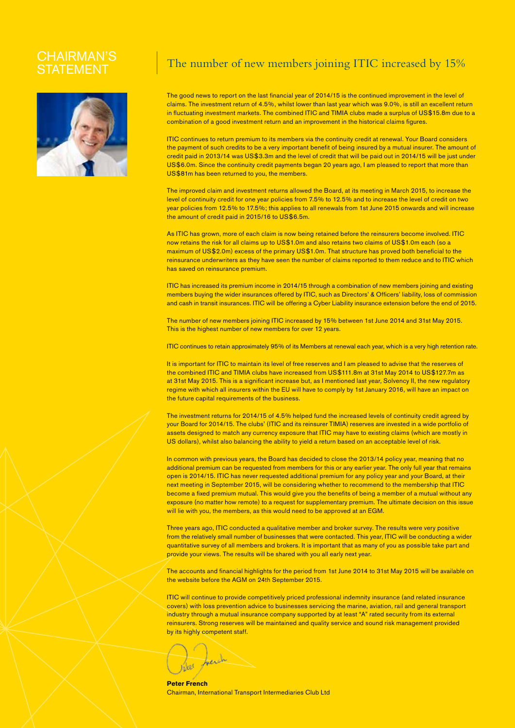# CHAIRMAN'S STATEMENT

## The number of new members joining ITIC increased by 15%

The good news to report on the last financial year of 2014/15 is the continued improvement in the level of claims. The investment return of 4.5%, whilst lower than last year which was 9.0%, is still an excellent return in fluctuating investment markets. The combined ITIC and TIMIA clubs made a surplus of US$15.8m due to a combination of a good investment return and an improvement in the historical claims figures.

ITIC continues to return premium to its members via the continuity credit at renewal. Your Board considers the payment of such credits to be a very important benefit of being insured by a mutual insurer. The amount of credit paid in 2013/14 was US$3.3m and the level of credit that will be paid out in 2014/15 will be just under US$6.0m. Since the continuity credit payments began 20 years ago, I am pleased to report that more than US$81m has been returned to you, the members.

The improved claim and investment returns allowed the Board, at its meeting in March 2015, to increase the level of continuity credit for one year policies from 7.5% to 12.5% and to increase the level of credit on two year policies from 12.5% to 17.5%; this applies to all renewals from 1st June 2015 onwards and will increase the amount of credit paid in 2015/16 to US$6.5m.

As ITIC has grown, more of each claim is now being retained before the reinsurers become involved. ITIC now retains the risk for all claims up to US$1.0m and also retains two claims of US$1.0m each (so a maximum of US$2.0m) excess of the primary US$1.0m. That structure has proved both beneficial to the reinsurance underwriters as they have seen the number of claims reported to them reduce and to ITIC which has saved on reinsurance premium.

ITIC has increased its premium income in 2014/15 through a combination of new members joining and existing members buying the wider insurances offered by ITIC, such as Directors' & Officers' liability, loss of commission and cash in transit insurances. ITIC will be offering a Cyber Liability insurance extension before the end of 2015.

The number of new members joining ITIC increased by 15% between 1st June 2014 and 31st May 2015. This is the highest number of new members for over 12 years.

ITIC continues to retain approximately 95% of its Members at renewal each year, which is a very high retention rate.

It is important for ITIC to maintain its level of free reserves and I am pleased to advise that the reserves of the combined ITIC and TIMIA clubs have increased from US$111.8m at 31st May 2014 to US$127.7m as at 31st May 2015. This is a significant increase but, as I mentioned last year, Solvency II, the new regulatory regime with which all insurers within the EU will have to comply by 1st January 2016, will have an impact on the future capital requirements of the business.

The investment returns for 2014/15 of 4.5% helped fund the increased levels of continuity credit agreed by your Board for 2014/15. The clubs' (ITIC and its reinsurer TIMIA) reserves are invested in a wide portfolio of assets designed to match any currency exposure that ITIC may have to existing claims (which are mostly in US dollars), whilst also balancing the ability to yield a return based on an acceptable level of risk.

In common with previous years, the Board has decided to close the 2013/14 policy year, meaning that no additional premium can be requested from members for this or any earlier year. The only full year that remains open is 2014/15. ITIC has never requested additional premium for any policy year and your Board, at their next meeting in September 2015, will be considering whether to recommend to the membership that ITIC become a fixed premium mutual. This would give you the benefits of being a member of a mutual without any exposure (no matter how remote) to a request for supplementary premium. The ultimate decision on this issue will lie with you, the members, as this would need to be approved at an EGM.

Three years ago, ITIC conducted a qualitative member and broker survey. The results were very positive from the relatively small number of businesses that were contacted. This year, ITIC will be conducting a wider quantitative survey of all members and brokers. It is important that as many of you as possible take part and provide your views. The results will be shared with you all early next year.

The accounts and financial highlights for the period from 1st June 2014 to 31st May 2015 will be available on the website before the AGM on 24th September 2015.

ITIC will continue to provide competitively priced professional indemnity insurance (and related insurance covers) with loss prevention advice to businesses servicing the marine, aviation, rail and general transport industry through a mutual insurance company supported by at least "A" rated security from its external reinsurers. Strong reserves will be maintained and quality service and sound risk management provided by its highly competent staff.

**Peter French**
Chairman, International Transport Intermediaries Club Ltd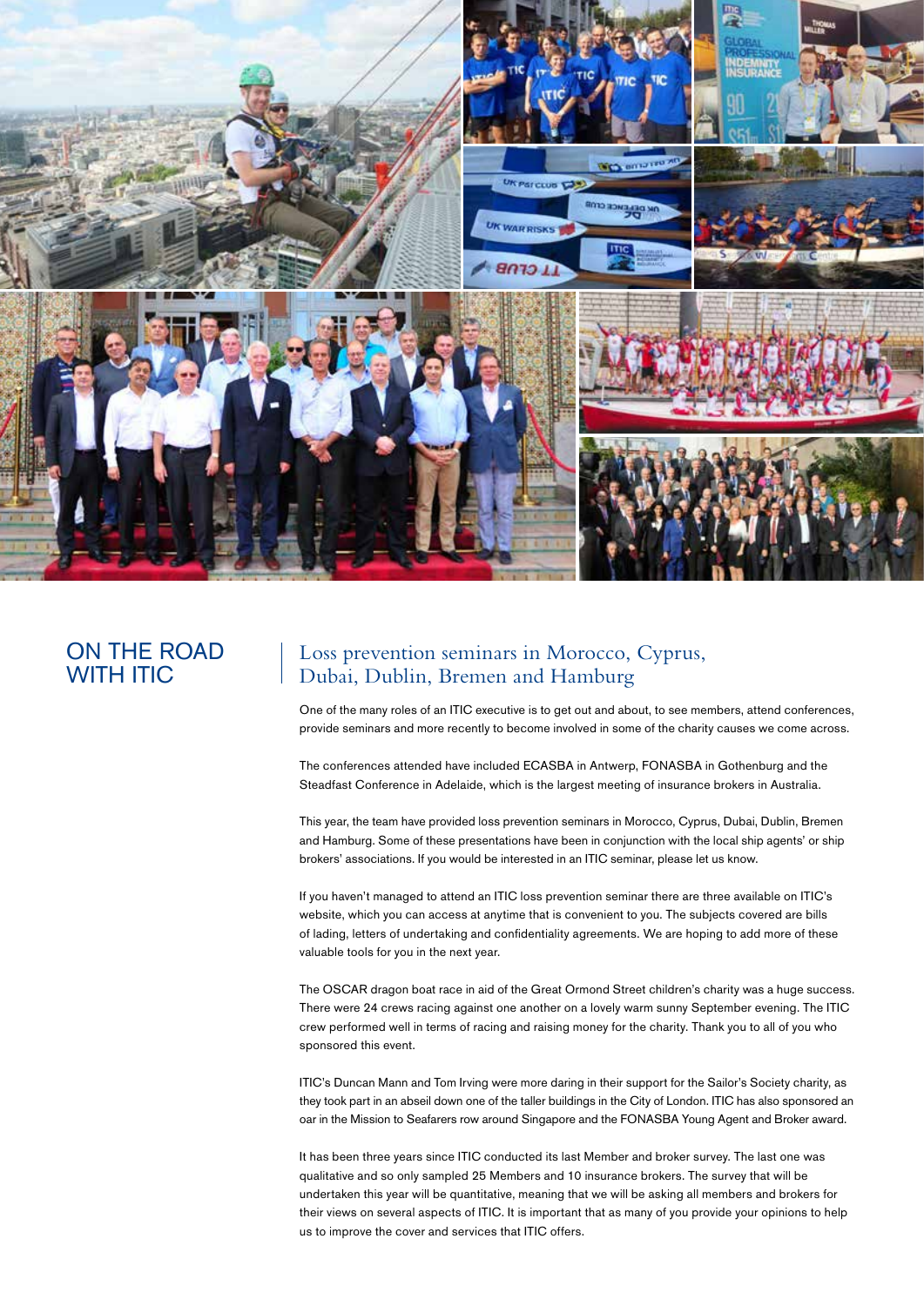# ON THE ROAD WITH ITIC

## Loss prevention seminars in Morocco, Cyprus, Dubai, Dublin, Bremen and Hamburg

One of the many roles of an ITIC executive is to get out and about, to see members, attend conferences, provide seminars and more recently to become involved in some of the charity causes we come across.

The conferences attended have included ECASBA in Antwerp, FONASBA in Gothenburg and the Steadfast Conference in Adelaide, which is the largest meeting of insurance brokers in Australia.

This year, the team have provided loss prevention seminars in Morocco, Cyprus, Dubai, Dublin, Bremen and Hamburg. Some of these presentations have been in conjunction with the local ship agents' or ship brokers' associations. If you would be interested in an ITIC seminar, please let us know.

If you haven't managed to attend an ITIC loss prevention seminar there are three available on ITIC's website, which you can access at anytime that is convenient to you. The subjects covered are bills of lading, letters of undertaking and confidentiality agreements. We are hoping to add more of these valuable tools for you in the next year.

The OSCAR dragon boat race in aid of the Great Ormond Street children's charity was a huge success. There were 24 crews racing against one another on a lovely warm sunny September evening. The ITIC crew performed well in terms of racing and raising money for the charity. Thank you to all of you who sponsored this event.

ITIC's Duncan Mann and Tom Irving were more daring in their support for the Sailor's Society charity, as they took part in an abseil down one of the taller buildings in the City of London. ITIC has also sponsored an oar in the Mission to Seafarers row around Singapore and the FONASBA Young Agent and Broker award.

It has been three years since ITIC conducted its last Member and broker survey. The last one was qualitative and so only sampled 25 Members and 10 insurance brokers. The survey that will be undertaken this year will be quantitative, meaning that we will be asking all members and brokers for their views on several aspects of ITIC. It is important that as many of you provide your opinions to help us to improve the cover and services that ITIC offers.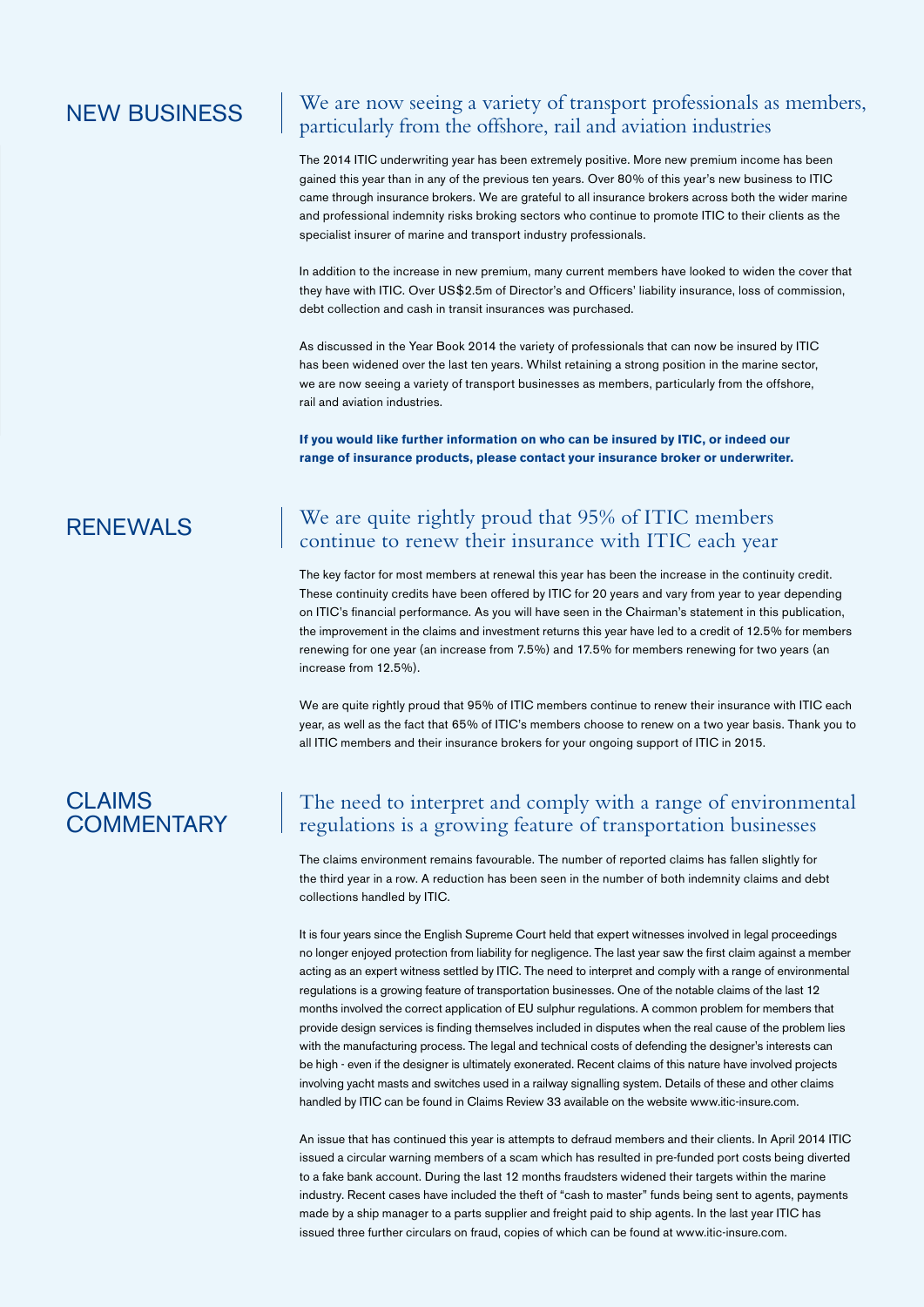## NEW BUSINESS

### We are now seeing a variety of transport professionals as members, particularly from the offshore, rail and aviation industries

The 2014 ITIC underwriting year has been extremely positive. More new premium income has been gained this year than in any of the previous ten years. Over 80% of this year's new business to ITIC came through insurance brokers. We are grateful to all insurance brokers across both the wider marine and professional indemnity risks broking sectors who continue to promote ITIC to their clients as the specialist insurer of marine and transport industry professionals.

In addition to the increase in new premium, many current members have looked to widen the cover that they have with ITIC. Over US$2.5m of Director's and Officers' liability insurance, loss of commission, debt collection and cash in transit insurances was purchased.

As discussed in the Year Book 2014 the variety of professionals that can now be insured by ITIC has been widened over the last ten years. Whilst retaining a strong position in the marine sector, we are now seeing a variety of transport businesses as members, particularly from the offshore, rail and aviation industries.

**If you would like further information on who can be insured by ITIC, or indeed our range of insurance products, please contact your insurance broker or underwriter.**

## RENEWALS

### We are quite rightly proud that 95% of ITIC members continue to renew their insurance with ITIC each year

The key factor for most members at renewal this year has been the increase in the continuity credit. These continuity credits have been offered by ITIC for 20 years and vary from year to year depending on ITIC's financial performance. As you will have seen in the Chairman's statement in this publication, the improvement in the claims and investment returns this year have led to a credit of 12.5% for members renewing for one year (an increase from 7.5%) and 17.5% for members renewing for two years (an increase from 12.5%).

We are quite rightly proud that 95% of ITIC members continue to renew their insurance with ITIC each year, as well as the fact that 65% of ITIC's members choose to renew on a two year basis. Thank you to all ITIC members and their insurance brokers for your ongoing support of ITIC in 2015.

## CLAIMS COMMENTARY

### The need to interpret and comply with a range of environmental regulations is a growing feature of transportation businesses

The claims environment remains favourable. The number of reported claims has fallen slightly for the third year in a row. A reduction has been seen in the number of both indemnity claims and debt collections handled by ITIC.

It is four years since the English Supreme Court held that expert witnesses involved in legal proceedings no longer enjoyed protection from liability for negligence. The last year saw the first claim against a member acting as an expert witness settled by ITIC. The need to interpret and comply with a range of environmental regulations is a growing feature of transportation businesses. One of the notable claims of the last 12 months involved the correct application of EU sulphur regulations. A common problem for members that provide design services is finding themselves included in disputes when the real cause of the problem lies with the manufacturing process. The legal and technical costs of defending the designer's interests can be high - even if the designer is ultimately exonerated. Recent claims of this nature have involved projects involving yacht masts and switches used in a railway signalling system. Details of these and other claims handled by ITIC can be found in Claims Review 33 available on the website www.itic-insure.com.

An issue that has continued this year is attempts to defraud members and their clients. In April 2014 ITIC issued a circular warning members of a scam which has resulted in pre-funded port costs being diverted to a fake bank account. During the last 12 months fraudsters widened their targets within the marine industry. Recent cases have included the theft of "cash to master" funds being sent to agents, payments made by a ship manager to a parts supplier and freight paid to ship agents. In the last year ITIC has issued three further circulars on fraud, copies of which can be found at www.itic-insure.com.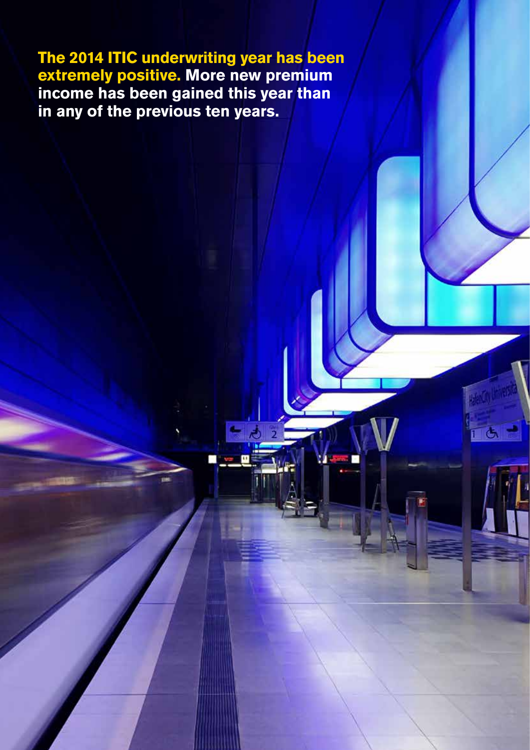**The 2014 ITIC underwriting year has been extremely positive.** **More new premium income has been gained this year than in any of the previous ten years.**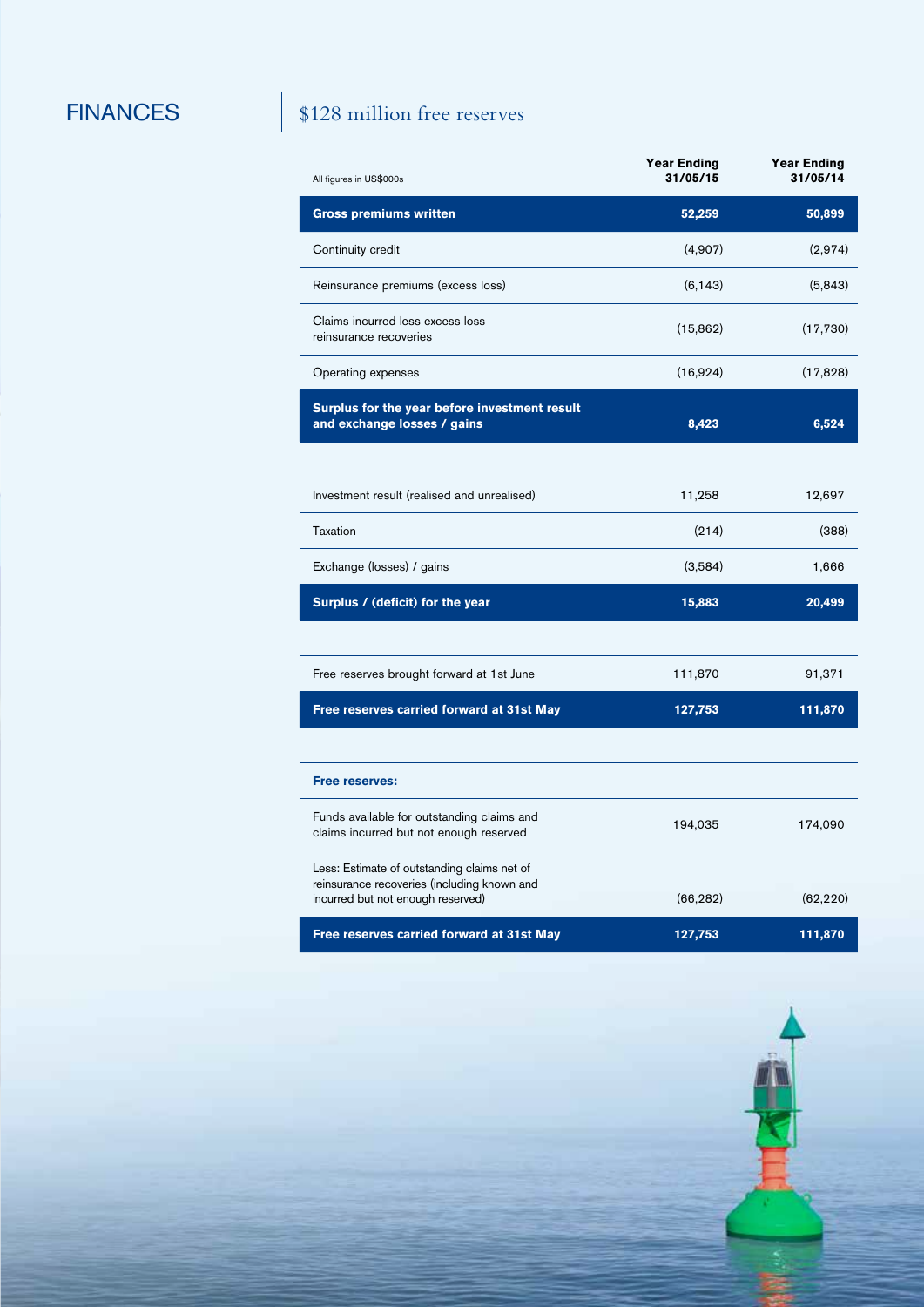# FINANCES

## $128 million free reserves

| All figures in US$000s | Year Ending 31/05/15 | Year Ending 31/05/14 |
|---|---|---|
| **Gross premiums written** | **52,259** | **50,899** |
| Continuity credit | (4,907) | (2,974) |
| Reinsurance premiums (excess loss) | (6,143) | (5,843) |
| Claims incurred less excess loss reinsurance recoveries | (15,862) | (17,730) |
| Operating expenses | (16,924) | (17,828) |
| **Surplus for the year before investment result and exchange losses / gains** | **8,423** | **6,524** |
| | | |
| Investment result (realised and unrealised) | 11,258 | 12,697 |
| Taxation | (214) | (388) |
| Exchange (losses) / gains | (3,584) | 1,666 |
| **Surplus / (deficit) for the year** | **15,883** | **20,499** |
| | | |
| Free reserves brought forward at 1st June | 111,870 | 91,371 |
| **Free reserves carried forward at 31st May** | **127,753** | **111,870** |
| | | |
| **Free reserves:** | | |
| Funds available for outstanding claims and claims incurred but not enough reserved | 194,035 | 174,090 |
| Less: Estimate of outstanding claims net of reinsurance recoveries (including known and incurred but not enough reserved) | (66,282) | (62,220) |
| **Free reserves carried forward at 31st May** | **127,753** | **111,870** |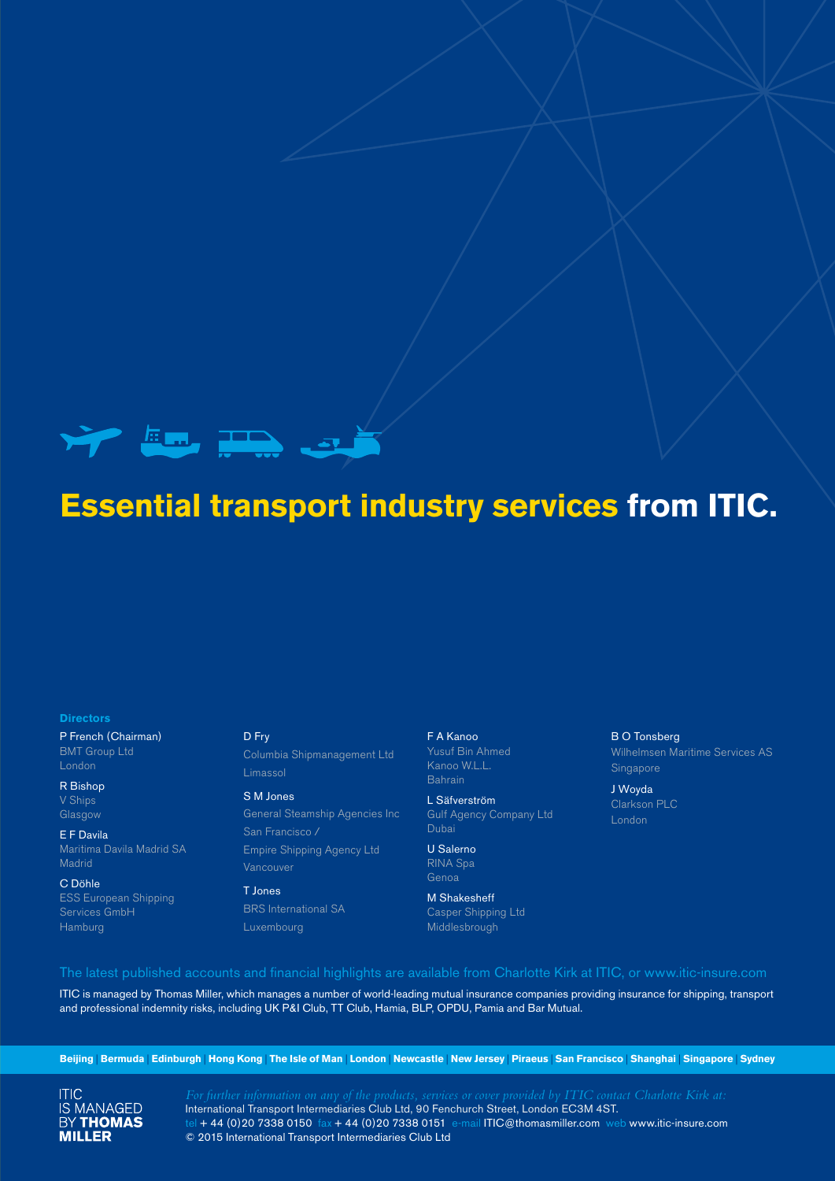# **Essential transport industry services from ITIC.**

**Directors**

P French (Chairman)
BMT Group Ltd
London

R Bishop
V Ships
Glasgow

E F Davila
Maritima Davila Madrid SA
Madrid

C Döhle
ESS European Shipping Services GmbH
Hamburg

D Fry
Columbia Shipmanagement Ltd
Limassol

S M Jones
General Steamship Agencies Inc
San Francisco /
Empire Shipping Agency Ltd
Vancouver

T Jones
BRS International SA
Luxembourg

F A Kanoo
Yusuf Bin Ahmed Kanoo W.L.L.
Bahrain

L Säfverström
Gulf Agency Company Ltd
Dubai

U Salerno
RINA Spa
Genoa

M Shakesheff
Casper Shipping Ltd
Middlesbrough

B O Tonsberg
Wilhelmsen Maritime Services AS
Singapore

J Woyda
Clarkson PLC
London

The latest published accounts and financial highlights are available from Charlotte Kirk at ITIC, or www.itic-insure.com

ITIC is managed by Thomas Miller, which manages a number of world-leading mutual insurance companies providing insurance for shipping, transport and professional indemnity risks, including UK P&I Club, TT Club, Hamia, BLP, OPDU, Pamia and Bar Mutual.

**Beijing | Bermuda | Edinburgh | Hong Kong | The Isle of Man | London | Newcastle | New Jersey | Piraeus | San Francisco | Shanghai | Singapore | Sydney**

ITIC IS MANAGED BY **THOMAS MILLER**

*For further information on any of the products, services or cover provided by ITIC contact Charlotte Kirk at:*
International Transport Intermediaries Club Ltd, 90 Fenchurch Street, London EC3M 4ST.
tel + 44 (0)20 7338 0150 fax + 44 (0)20 7338 0151 e-mail ITIC@thomasmiller.com web www.itic-insure.com
© 2015 International Transport Intermediaries Club Ltd